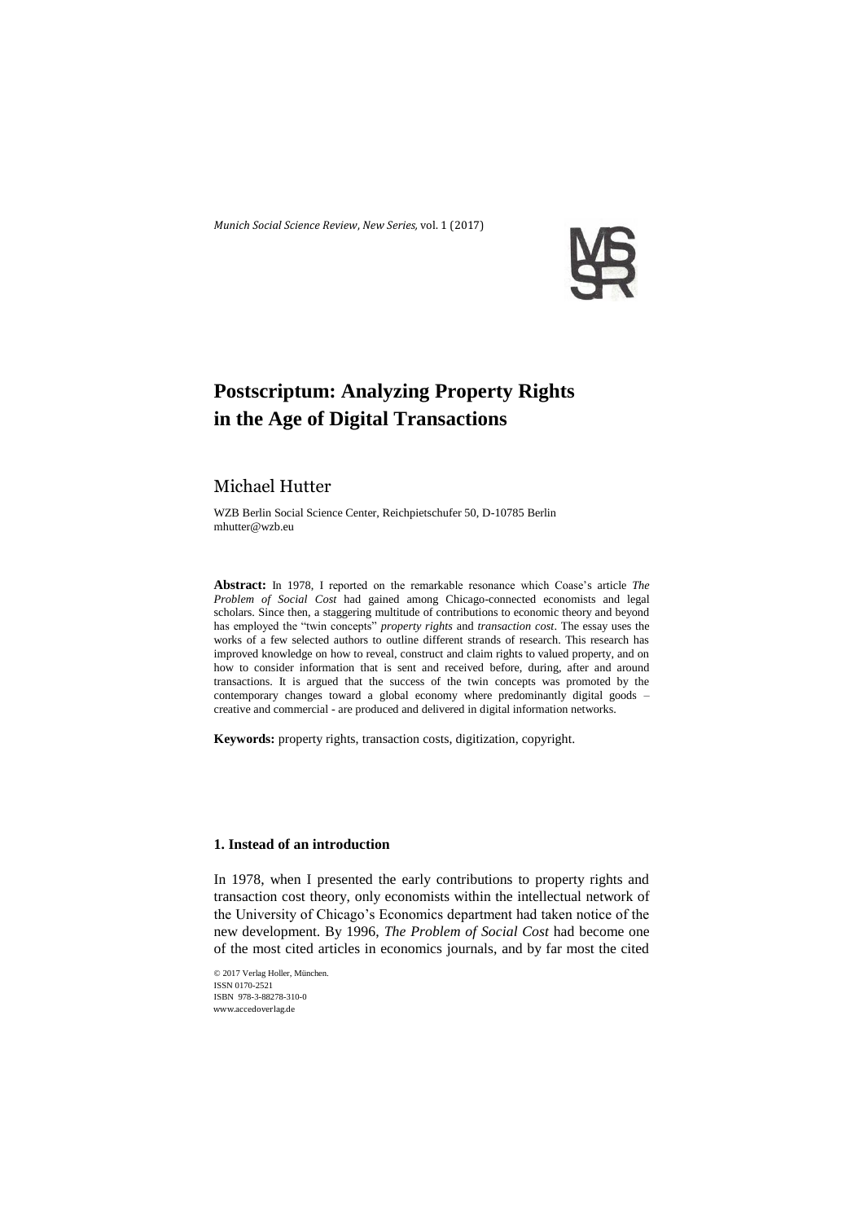*Munich Social Science Review, New Series,* vol. 1 (2017)

# Postscriptum: Analyzing Property Rights in the Age of Digital Transactions

Michael Hutter

WZB Berlin Social Science Center, Reichpietschufer 50, D-10785 Berlin
mhutter@wzb.eu

**Abstract:** In 1978, I reported on the remarkable resonance which Coase's article *The Problem of Social Cost* had gained among Chicago-connected economists and legal scholars. Since then, a staggering multitude of contributions to economic theory and beyond has employed the "twin concepts" *property rights* and *transaction cost*. The essay uses the works of a few selected authors to outline different strands of research. This research has improved knowledge on how to reveal, construct and claim rights to valued property, and on how to consider information that is sent and received before, during, after and around transactions. It is argued that the success of the twin concepts was promoted by the contemporary changes toward a global economy where predominantly digital goods – creative and commercial - are produced and delivered in digital information networks.

**Keywords:** property rights, transaction costs, digitization, copyright.

## 1. Instead of an introduction

In 1978, when I presented the early contributions to property rights and transaction cost theory, only economists within the intellectual network of the University of Chicago's Economics department had taken notice of the new development. By 1996, *The Problem of Social Cost* had become one of the most cited articles in economics journals, and by far most the cited

© 2017 Verlag Holler, München.
ISSN 0170-2521
ISBN 978-3-88278-310-0
www.accedoverlag.de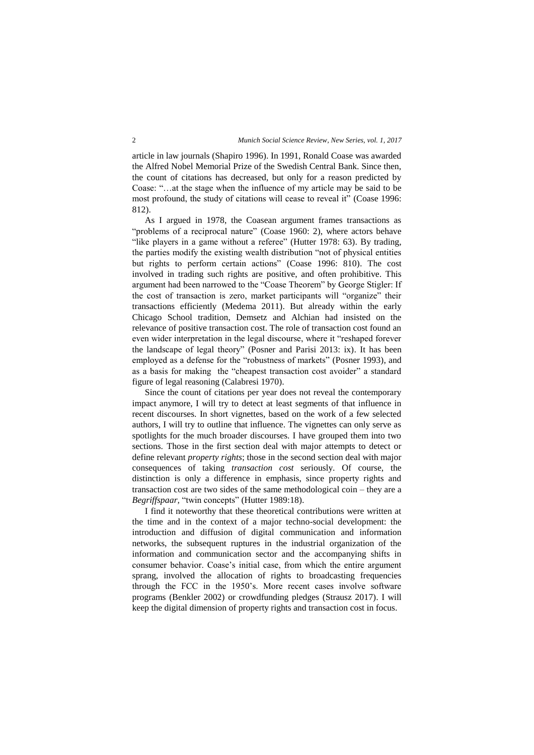article in law journals (Shapiro 1996). In 1991, Ronald Coase was awarded the Alfred Nobel Memorial Prize of the Swedish Central Bank. Since then, the count of citations has decreased, but only for a reason predicted by Coase: "…at the stage when the influence of my article may be said to be most profound, the study of citations will cease to reveal it" (Coase 1996: 812).

As I argued in 1978, the Coasean argument frames transactions as "problems of a reciprocal nature" (Coase 1960: 2), where actors behave "like players in a game without a referee" (Hutter 1978: 63). By trading, the parties modify the existing wealth distribution "not of physical entities but rights to perform certain actions" (Coase 1996: 810). The cost involved in trading such rights are positive, and often prohibitive. This argument had been narrowed to the "Coase Theorem" by George Stigler: If the cost of transaction is zero, market participants will "organize" their transactions efficiently (Medema 2011). But already within the early Chicago School tradition, Demsetz and Alchian had insisted on the relevance of positive transaction cost. The role of transaction cost found an even wider interpretation in the legal discourse, where it "reshaped forever the landscape of legal theory" (Posner and Parisi 2013: ix). It has been employed as a defense for the "robustness of markets" (Posner 1993), and as a basis for making the "cheapest transaction cost avoider" a standard figure of legal reasoning (Calabresi 1970).

Since the count of citations per year does not reveal the contemporary impact anymore, I will try to detect at least segments of that influence in recent discourses. In short vignettes, based on the work of a few selected authors, I will try to outline that influence. The vignettes can only serve as spotlights for the much broader discourses. I have grouped them into two sections. Those in the first section deal with major attempts to detect or define relevant *property rights*; those in the second section deal with major consequences of taking *transaction cost* seriously. Of course, the distinction is only a difference in emphasis, since property rights and transaction cost are two sides of the same methodological coin – they are a *Begriffspaar,* "twin concepts" (Hutter 1989:18).

I find it noteworthy that these theoretical contributions were written at the time and in the context of a major techno-social development: the introduction and diffusion of digital communication and information networks, the subsequent ruptures in the industrial organization of the information and communication sector and the accompanying shifts in consumer behavior. Coase's initial case, from which the entire argument sprang, involved the allocation of rights to broadcasting frequencies through the FCC in the 1950's. More recent cases involve software programs (Benkler 2002) or crowdfunding pledges (Strausz 2017). I will keep the digital dimension of property rights and transaction cost in focus.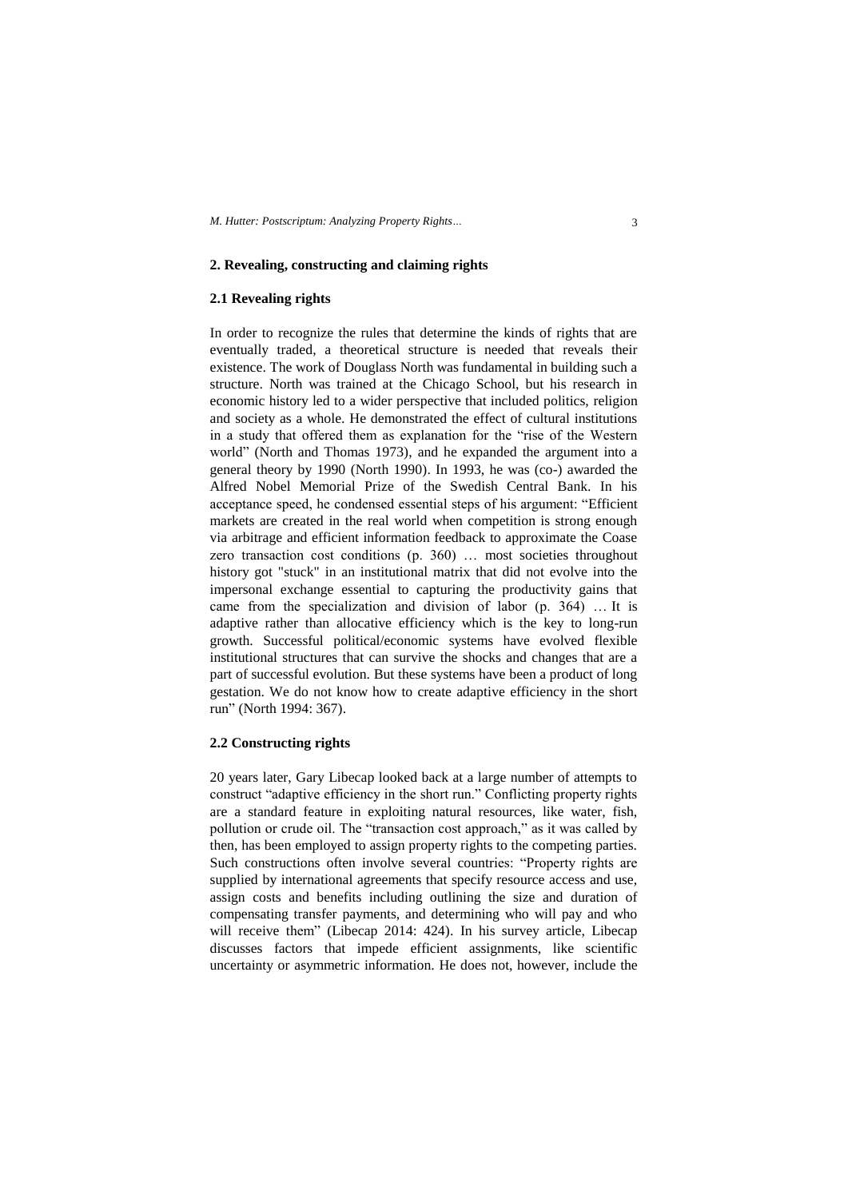## 2. Revealing, constructing and claiming rights

### 2.1 Revealing rights

In order to recognize the rules that determine the kinds of rights that are eventually traded, a theoretical structure is needed that reveals their existence. The work of Douglass North was fundamental in building such a structure. North was trained at the Chicago School, but his research in economic history led to a wider perspective that included politics, religion and society as a whole. He demonstrated the effect of cultural institutions in a study that offered them as explanation for the "rise of the Western world" (North and Thomas 1973), and he expanded the argument into a general theory by 1990 (North 1990). In 1993, he was (co-) awarded the Alfred Nobel Memorial Prize of the Swedish Central Bank. In his acceptance speed, he condensed essential steps of his argument: "Efficient markets are created in the real world when competition is strong enough via arbitrage and efficient information feedback to approximate the Coase zero transaction cost conditions (p. 360) … most societies throughout history got "stuck" in an institutional matrix that did not evolve into the impersonal exchange essential to capturing the productivity gains that came from the specialization and division of labor (p. 364) … It is adaptive rather than allocative efficiency which is the key to long-run growth. Successful political/economic systems have evolved flexible institutional structures that can survive the shocks and changes that are a part of successful evolution. But these systems have been a product of long gestation. We do not know how to create adaptive efficiency in the short run" (North 1994: 367).

### 2.2 Constructing rights

20 years later, Gary Libecap looked back at a large number of attempts to construct "adaptive efficiency in the short run." Conflicting property rights are a standard feature in exploiting natural resources, like water, fish, pollution or crude oil. The "transaction cost approach," as it was called by then, has been employed to assign property rights to the competing parties. Such constructions often involve several countries: "Property rights are supplied by international agreements that specify resource access and use, assign costs and benefits including outlining the size and duration of compensating transfer payments, and determining who will pay and who will receive them" (Libecap 2014: 424). In his survey article, Libecap discusses factors that impede efficient assignments, like scientific uncertainty or asymmetric information. He does not, however, include the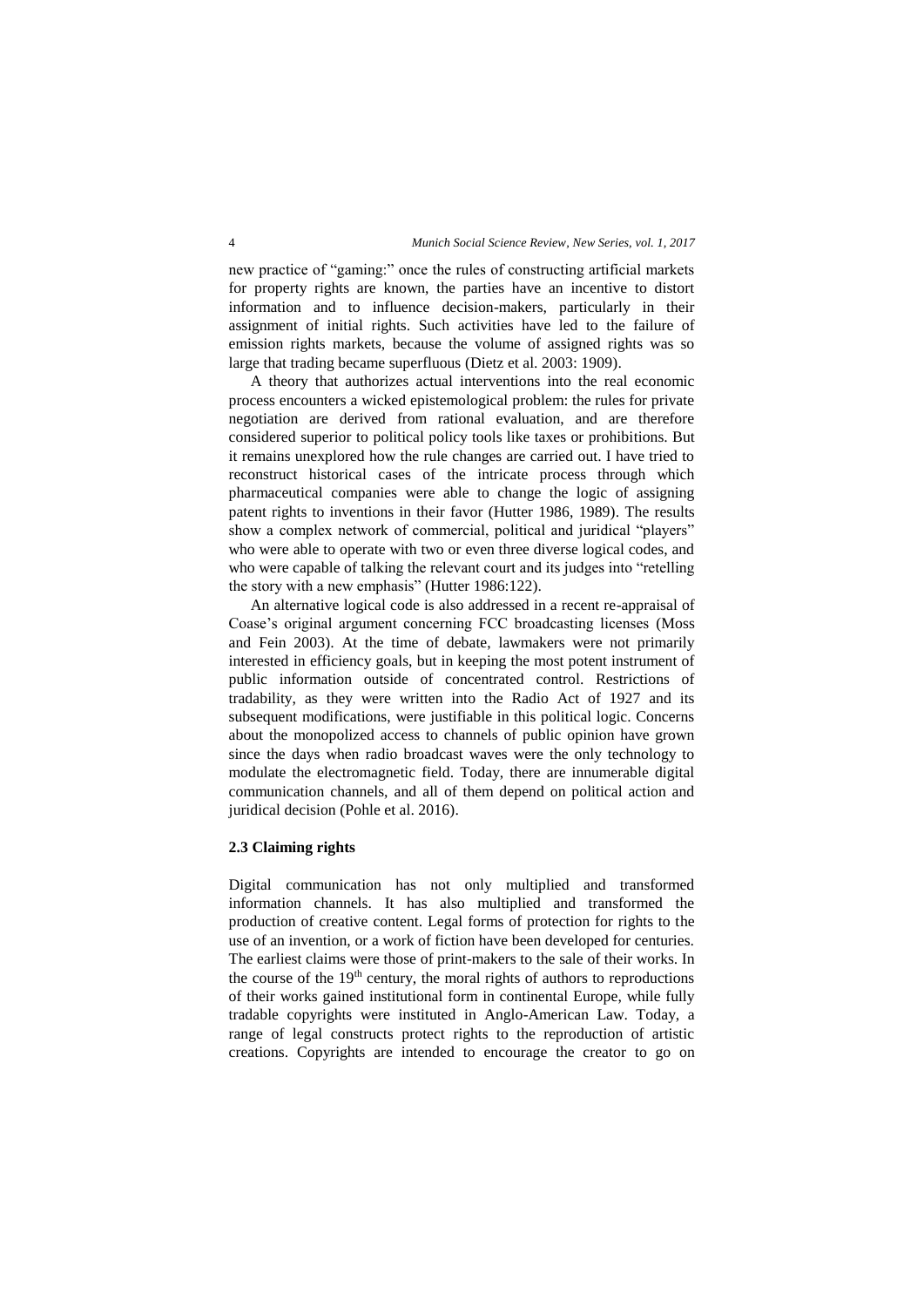new practice of "gaming:" once the rules of constructing artificial markets for property rights are known, the parties have an incentive to distort information and to influence decision-makers, particularly in their assignment of initial rights. Such activities have led to the failure of emission rights markets, because the volume of assigned rights was so large that trading became superfluous (Dietz et al. 2003: 1909).

A theory that authorizes actual interventions into the real economic process encounters a wicked epistemological problem: the rules for private negotiation are derived from rational evaluation, and are therefore considered superior to political policy tools like taxes or prohibitions. But it remains unexplored how the rule changes are carried out. I have tried to reconstruct historical cases of the intricate process through which pharmaceutical companies were able to change the logic of assigning patent rights to inventions in their favor (Hutter 1986, 1989). The results show a complex network of commercial, political and juridical "players" who were able to operate with two or even three diverse logical codes, and who were capable of talking the relevant court and its judges into "retelling the story with a new emphasis" (Hutter 1986:122).

An alternative logical code is also addressed in a recent re-appraisal of Coase's original argument concerning FCC broadcasting licenses (Moss and Fein 2003). At the time of debate, lawmakers were not primarily interested in efficiency goals, but in keeping the most potent instrument of public information outside of concentrated control. Restrictions of tradability, as they were written into the Radio Act of 1927 and its subsequent modifications, were justifiable in this political logic. Concerns about the monopolized access to channels of public opinion have grown since the days when radio broadcast waves were the only technology to modulate the electromagnetic field. Today, there are innumerable digital communication channels, and all of them depend on political action and juridical decision (Pohle et al. 2016).

### 2.3 Claiming rights

Digital communication has not only multiplied and transformed information channels. It has also multiplied and transformed the production of creative content. Legal forms of protection for rights to the use of an invention, or a work of fiction have been developed for centuries. The earliest claims were those of print-makers to the sale of their works. In the course of the 19th century, the moral rights of authors to reproductions of their works gained institutional form in continental Europe, while fully tradable copyrights were instituted in Anglo-American Law. Today, a range of legal constructs protect rights to the reproduction of artistic creations. Copyrights are intended to encourage the creator to go on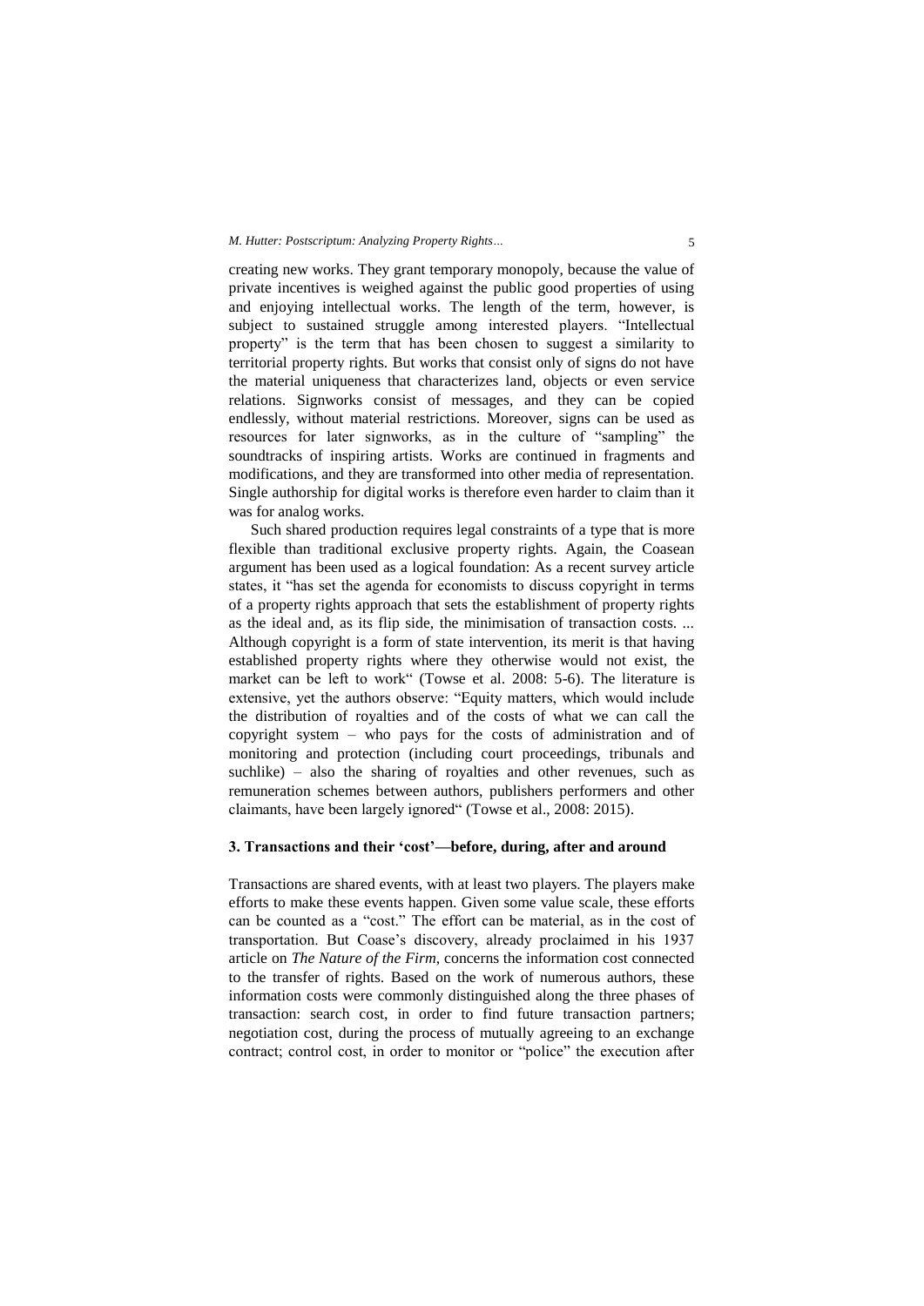creating new works. They grant temporary monopoly, because the value of private incentives is weighed against the public good properties of using and enjoying intellectual works. The length of the term, however, is subject to sustained struggle among interested players. "Intellectual property" is the term that has been chosen to suggest a similarity to territorial property rights. But works that consist only of signs do not have the material uniqueness that characterizes land, objects or even service relations. Signworks consist of messages, and they can be copied endlessly, without material restrictions. Moreover, signs can be used as resources for later signworks, as in the culture of "sampling" the soundtracks of inspiring artists. Works are continued in fragments and modifications, and they are transformed into other media of representation. Single authorship for digital works is therefore even harder to claim than it was for analog works.

Such shared production requires legal constraints of a type that is more flexible than traditional exclusive property rights. Again, the Coasean argument has been used as a logical foundation: As a recent survey article states, it "has set the agenda for economists to discuss copyright in terms of a property rights approach that sets the establishment of property rights as the ideal and, as its flip side, the minimisation of transaction costs. ... Although copyright is a form of state intervention, its merit is that having established property rights where they otherwise would not exist, the market can be left to work" (Towse et al. 2008: 5-6). The literature is extensive, yet the authors observe: "Equity matters, which would include the distribution of royalties and of the costs of what we can call the copyright system – who pays for the costs of administration and of monitoring and protection (including court proceedings, tribunals and suchlike) – also the sharing of royalties and other revenues, such as remuneration schemes between authors, publishers performers and other claimants, have been largely ignored" (Towse et al., 2008: 2015).

### 3. Transactions and their 'cost'—before, during, after and around

Transactions are shared events, with at least two players. The players make efforts to make these events happen. Given some value scale, these efforts can be counted as a "cost." The effort can be material, as in the cost of transportation. But Coase's discovery, already proclaimed in his 1937 article on *The Nature of the Firm*, concerns the information cost connected to the transfer of rights. Based on the work of numerous authors, these information costs were commonly distinguished along the three phases of transaction: search cost, in order to find future transaction partners; negotiation cost, during the process of mutually agreeing to an exchange contract; control cost, in order to monitor or "police" the execution after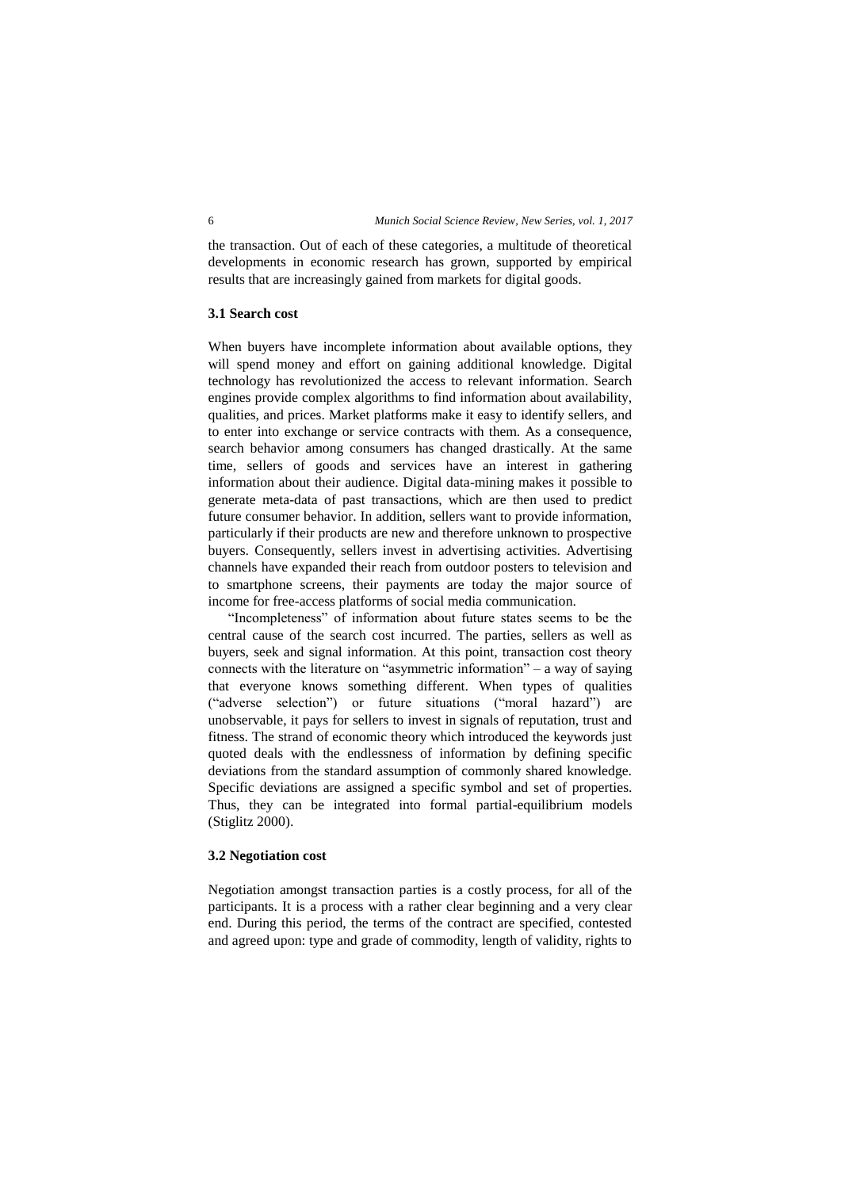the transaction. Out of each of these categories, a multitude of theoretical developments in economic research has grown, supported by empirical results that are increasingly gained from markets for digital goods.

### 3.1 Search cost

When buyers have incomplete information about available options, they will spend money and effort on gaining additional knowledge. Digital technology has revolutionized the access to relevant information. Search engines provide complex algorithms to find information about availability, qualities, and prices. Market platforms make it easy to identify sellers, and to enter into exchange or service contracts with them. As a consequence, search behavior among consumers has changed drastically. At the same time, sellers of goods and services have an interest in gathering information about their audience. Digital data-mining makes it possible to generate meta-data of past transactions, which are then used to predict future consumer behavior. In addition, sellers want to provide information, particularly if their products are new and therefore unknown to prospective buyers. Consequently, sellers invest in advertising activities. Advertising channels have expanded their reach from outdoor posters to television and to smartphone screens, their payments are today the major source of income for free-access platforms of social media communication.

"Incompleteness" of information about future states seems to be the central cause of the search cost incurred. The parties, sellers as well as buyers, seek and signal information. At this point, transaction cost theory connects with the literature on "asymmetric information" – a way of saying that everyone knows something different. When types of qualities ("adverse selection") or future situations ("moral hazard") are unobservable, it pays for sellers to invest in signals of reputation, trust and fitness. The strand of economic theory which introduced the keywords just quoted deals with the endlessness of information by defining specific deviations from the standard assumption of commonly shared knowledge. Specific deviations are assigned a specific symbol and set of properties. Thus, they can be integrated into formal partial-equilibrium models (Stiglitz 2000).

### 3.2 Negotiation cost

Negotiation amongst transaction parties is a costly process, for all of the participants. It is a process with a rather clear beginning and a very clear end. During this period, the terms of the contract are specified, contested and agreed upon: type and grade of commodity, length of validity, rights to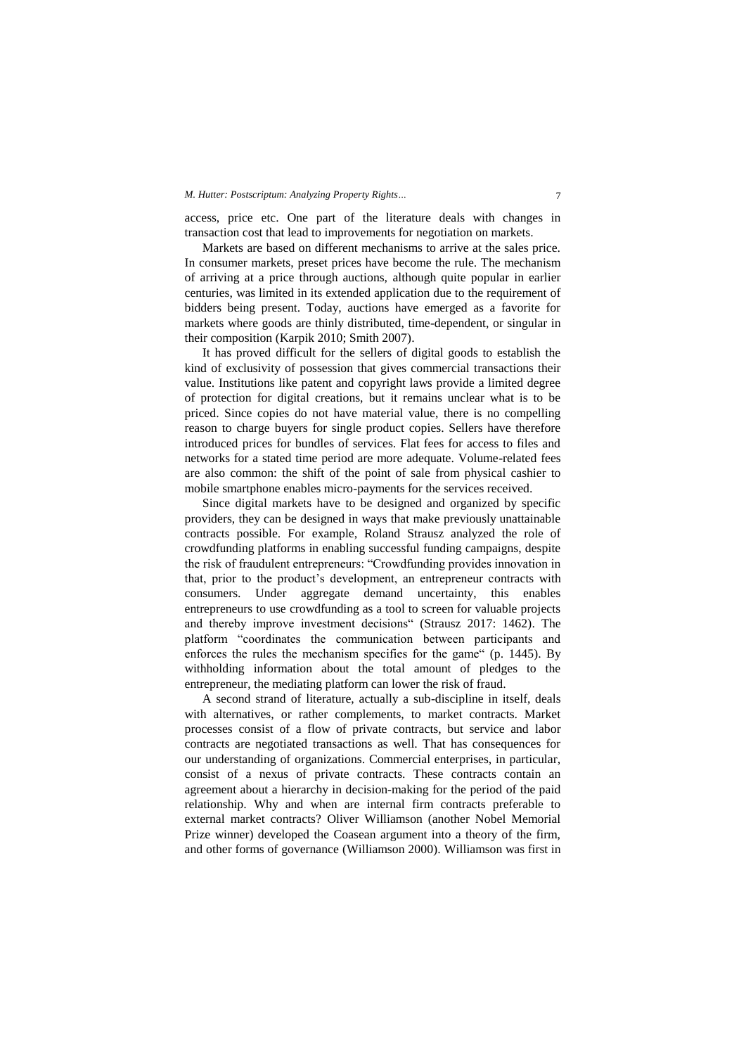access, price etc. One part of the literature deals with changes in transaction cost that lead to improvements for negotiation on markets.

Markets are based on different mechanisms to arrive at the sales price. In consumer markets, preset prices have become the rule. The mechanism of arriving at a price through auctions, although quite popular in earlier centuries, was limited in its extended application due to the requirement of bidders being present. Today, auctions have emerged as a favorite for markets where goods are thinly distributed, time-dependent, or singular in their composition (Karpik 2010; Smith 2007).

It has proved difficult for the sellers of digital goods to establish the kind of exclusivity of possession that gives commercial transactions their value. Institutions like patent and copyright laws provide a limited degree of protection for digital creations, but it remains unclear what is to be priced. Since copies do not have material value, there is no compelling reason to charge buyers for single product copies. Sellers have therefore introduced prices for bundles of services. Flat fees for access to files and networks for a stated time period are more adequate. Volume-related fees are also common: the shift of the point of sale from physical cashier to mobile smartphone enables micro-payments for the services received.

Since digital markets have to be designed and organized by specific providers, they can be designed in ways that make previously unattainable contracts possible. For example, Roland Strausz analyzed the role of crowdfunding platforms in enabling successful funding campaigns, despite the risk of fraudulent entrepreneurs: "Crowdfunding provides innovation in that, prior to the product's development, an entrepreneur contracts with consumers. Under aggregate demand uncertainty, this enables entrepreneurs to use crowdfunding as a tool to screen for valuable projects and thereby improve investment decisions" (Strausz 2017: 1462). The platform "coordinates the communication between participants and enforces the rules the mechanism specifies for the game" (p. 1445). By withholding information about the total amount of pledges to the entrepreneur, the mediating platform can lower the risk of fraud.

A second strand of literature, actually a sub-discipline in itself, deals with alternatives, or rather complements, to market contracts. Market processes consist of a flow of private contracts, but service and labor contracts are negotiated transactions as well. That has consequences for our understanding of organizations. Commercial enterprises, in particular, consist of a nexus of private contracts. These contracts contain an agreement about a hierarchy in decision-making for the period of the paid relationship. Why and when are internal firm contracts preferable to external market contracts? Oliver Williamson (another Nobel Memorial Prize winner) developed the Coasean argument into a theory of the firm, and other forms of governance (Williamson 2000). Williamson was first in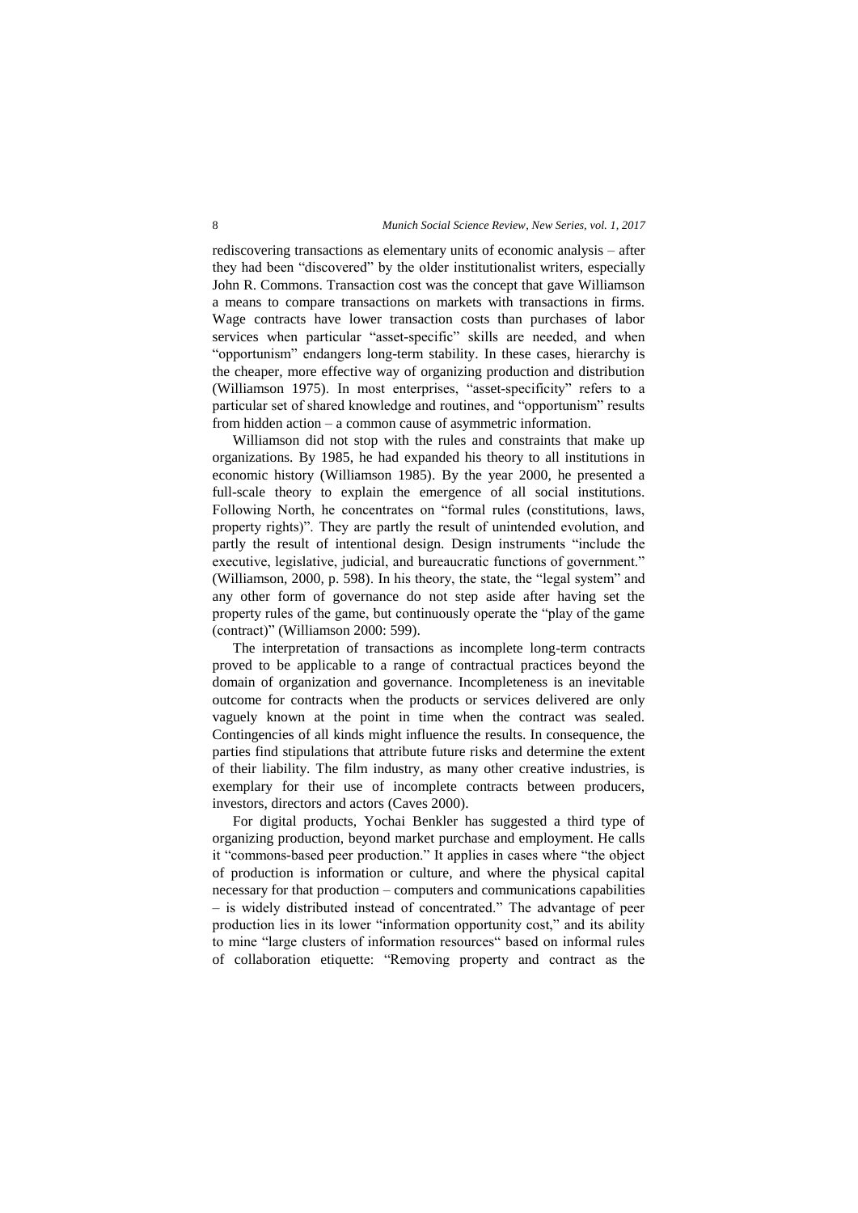rediscovering transactions as elementary units of economic analysis – after they had been "discovered" by the older institutionalist writers, especially John R. Commons. Transaction cost was the concept that gave Williamson a means to compare transactions on markets with transactions in firms. Wage contracts have lower transaction costs than purchases of labor services when particular "asset-specific" skills are needed, and when "opportunism" endangers long-term stability. In these cases, hierarchy is the cheaper, more effective way of organizing production and distribution (Williamson 1975). In most enterprises, "asset-specificity" refers to a particular set of shared knowledge and routines, and "opportunism" results from hidden action – a common cause of asymmetric information.

Williamson did not stop with the rules and constraints that make up organizations. By 1985, he had expanded his theory to all institutions in economic history (Williamson 1985). By the year 2000, he presented a full-scale theory to explain the emergence of all social institutions. Following North, he concentrates on "formal rules (constitutions, laws, property rights)". They are partly the result of unintended evolution, and partly the result of intentional design. Design instruments "include the executive, legislative, judicial, and bureaucratic functions of government." (Williamson, 2000, p. 598). In his theory, the state, the "legal system" and any other form of governance do not step aside after having set the property rules of the game, but continuously operate the "play of the game (contract)" (Williamson 2000: 599).

The interpretation of transactions as incomplete long-term contracts proved to be applicable to a range of contractual practices beyond the domain of organization and governance. Incompleteness is an inevitable outcome for contracts when the products or services delivered are only vaguely known at the point in time when the contract was sealed. Contingencies of all kinds might influence the results. In consequence, the parties find stipulations that attribute future risks and determine the extent of their liability. The film industry, as many other creative industries, is exemplary for their use of incomplete contracts between producers, investors, directors and actors (Caves 2000).

For digital products, Yochai Benkler has suggested a third type of organizing production, beyond market purchase and employment. He calls it "commons-based peer production." It applies in cases where "the object of production is information or culture, and where the physical capital necessary for that production – computers and communications capabilities – is widely distributed instead of concentrated." The advantage of peer production lies in its lower "information opportunity cost," and its ability to mine "large clusters of information resources" based on informal rules of collaboration etiquette: "Removing property and contract as the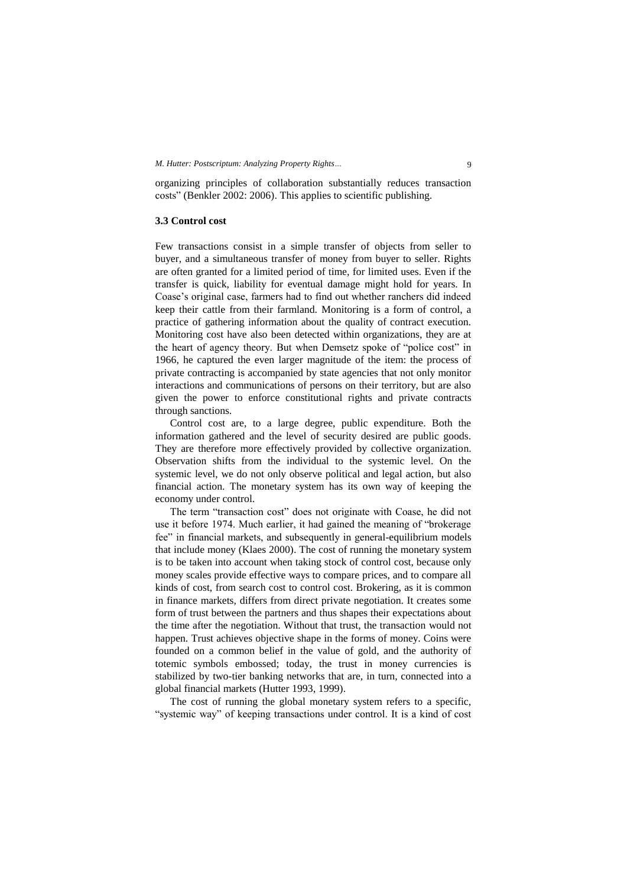organizing principles of collaboration substantially reduces transaction costs" (Benkler 2002: 2006). This applies to scientific publishing.

### 3.3 Control cost

Few transactions consist in a simple transfer of objects from seller to buyer, and a simultaneous transfer of money from buyer to seller. Rights are often granted for a limited period of time, for limited uses. Even if the transfer is quick, liability for eventual damage might hold for years. In Coase's original case, farmers had to find out whether ranchers did indeed keep their cattle from their farmland. Monitoring is a form of control, a practice of gathering information about the quality of contract execution. Monitoring cost have also been detected within organizations, they are at the heart of agency theory. But when Demsetz spoke of "police cost" in 1966, he captured the even larger magnitude of the item: the process of private contracting is accompanied by state agencies that not only monitor interactions and communications of persons on their territory, but are also given the power to enforce constitutional rights and private contracts through sanctions.

Control cost are, to a large degree, public expenditure. Both the information gathered and the level of security desired are public goods. They are therefore more effectively provided by collective organization. Observation shifts from the individual to the systemic level. On the systemic level, we do not only observe political and legal action, but also financial action. The monetary system has its own way of keeping the economy under control.

The term "transaction cost" does not originate with Coase, he did not use it before 1974. Much earlier, it had gained the meaning of "brokerage fee" in financial markets, and subsequently in general-equilibrium models that include money (Klaes 2000). The cost of running the monetary system is to be taken into account when taking stock of control cost, because only money scales provide effective ways to compare prices, and to compare all kinds of cost, from search cost to control cost. Brokering, as it is common in finance markets, differs from direct private negotiation. It creates some form of trust between the partners and thus shapes their expectations about the time after the negotiation. Without that trust, the transaction would not happen. Trust achieves objective shape in the forms of money. Coins were founded on a common belief in the value of gold, and the authority of totemic symbols embossed; today, the trust in money currencies is stabilized by two-tier banking networks that are, in turn, connected into a global financial markets (Hutter 1993, 1999).

The cost of running the global monetary system refers to a specific, "systemic way" of keeping transactions under control. It is a kind of cost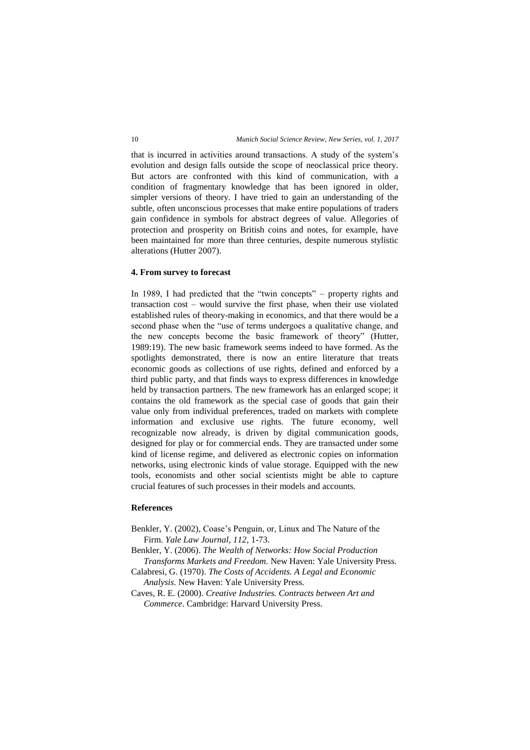that is incurred in activities around transactions. A study of the system's evolution and design falls outside the scope of neoclassical price theory. But actors are confronted with this kind of communication, with a condition of fragmentary knowledge that has been ignored in older, simpler versions of theory. I have tried to gain an understanding of the subtle, often unconscious processes that make entire populations of traders gain confidence in symbols for abstract degrees of value. Allegories of protection and prosperity on British coins and notes, for example, have been maintained for more than three centuries, despite numerous stylistic alterations (Hutter 2007).

## 4. From survey to forecast

In 1989, I had predicted that the "twin concepts" – property rights and transaction cost – would survive the first phase, when their use violated established rules of theory-making in economics, and that there would be a second phase when the "use of terms undergoes a qualitative change, and the new concepts become the basic framework of theory" (Hutter, 1989:19). The new basic framework seems indeed to have formed. As the spotlights demonstrated, there is now an entire literature that treats economic goods as collections of use rights, defined and enforced by a third public party, and that finds ways to express differences in knowledge held by transaction partners. The new framework has an enlarged scope; it contains the old framework as the special case of goods that gain their value only from individual preferences, traded on markets with complete information and exclusive use rights. The future economy, well recognizable now already, is driven by digital communication goods, designed for play or for commercial ends. They are transacted under some kind of license regime, and delivered as electronic copies on information networks, using electronic kinds of value storage. Equipped with the new tools, economists and other social scientists might be able to capture crucial features of such processes in their models and accounts.

## References

Benkler, Y. (2002), Coase's Penguin, or, Linux and The Nature of the Firm. *Yale Law Journal, 112*, 1-73.

Benkler, Y. (2006). *The Wealth of Networks: How Social Production Transforms Markets and Freedom.* New Haven: Yale University Press.

Calabresi, G. (1970). *The Costs of Accidents. A Legal and Economic Analysis*. New Haven: Yale University Press.

Caves, R. E. (2000). *Creative Industries. Contracts between Art and Commerce*. Cambridge: Harvard University Press.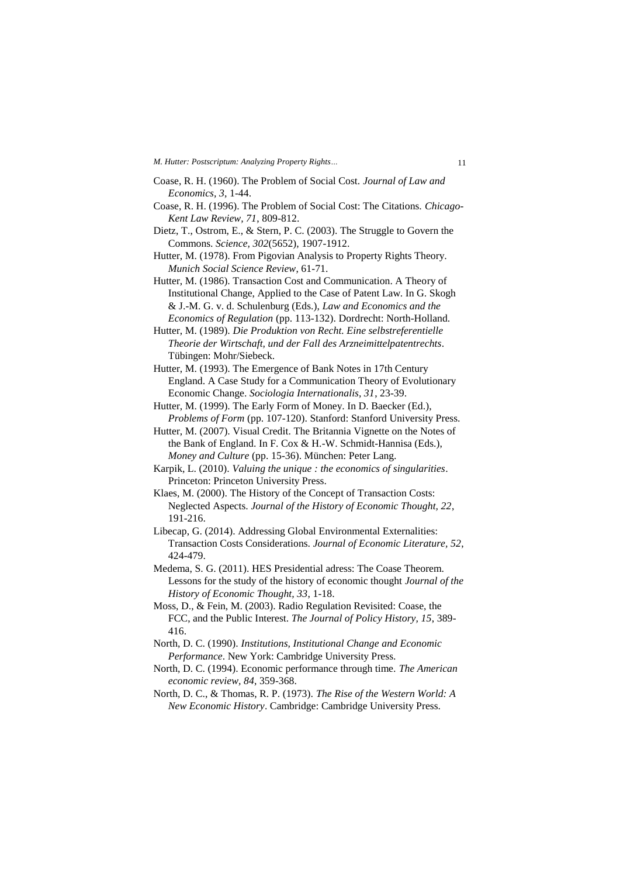Coase, R. H. (1960). The Problem of Social Cost. *Journal of Law and Economics, 3*, 1-44.

Coase, R. H. (1996). The Problem of Social Cost: The Citations. *Chicago-Kent Law Review, 71*, 809-812.

Dietz, T., Ostrom, E., & Stern, P. C. (2003). The Struggle to Govern the Commons. *Science, 302*(5652), 1907-1912.

Hutter, M. (1978). From Pigovian Analysis to Property Rights Theory. *Munich Social Science Review*, 61-71.

Hutter, M. (1986). Transaction Cost and Communication. A Theory of Institutional Change, Applied to the Case of Patent Law. In G. Skogh & J.-M. G. v. d. Schulenburg (Eds.), *Law and Economics and the Economics of Regulation* (pp. 113-132). Dordrecht: North-Holland.

Hutter, M. (1989). *Die Produktion von Recht. Eine selbstreferentielle Theorie der Wirtschaft, und der Fall des Arzneimittelpatentrechts*. Tübingen: Mohr/Siebeck.

Hutter, M. (1993). The Emergence of Bank Notes in 17th Century England. A Case Study for a Communication Theory of Evolutionary Economic Change. *Sociologia Internationalis, 31*, 23-39.

Hutter, M. (1999). The Early Form of Money. In D. Baecker (Ed.), *Problems of Form* (pp. 107-120). Stanford: Stanford University Press.

Hutter, M. (2007). Visual Credit. The Britannia Vignette on the Notes of the Bank of England. In F. Cox & H.-W. Schmidt-Hannisa (Eds.), *Money and Culture* (pp. 15-36). München: Peter Lang.

Karpik, L. (2010). *Valuing the unique : the economics of singularities*. Princeton: Princeton University Press.

Klaes, M. (2000). The History of the Concept of Transaction Costs: Neglected Aspects. *Journal of the History of Economic Thought, 22*, 191-216.

Libecap, G. (2014). Addressing Global Environmental Externalities: Transaction Costs Considerations. *Journal of Economic Literature, 52*, 424-479.

Medema, S. G. (2011). HES Presidential adress: The Coase Theorem. Lessons for the study of the history of economic thought *Journal of the History of Economic Thought, 33*, 1-18.

Moss, D., & Fein, M. (2003). Radio Regulation Revisited: Coase, the FCC, and the Public Interest. *The Journal of Policy History, 15*, 389-416.

North, D. C. (1990). *Institutions, Institutional Change and Economic Performance*. New York: Cambridge University Press.

North, D. C. (1994). Economic performance through time. *The American economic review, 84*, 359-368.

North, D. C., & Thomas, R. P. (1973). *The Rise of the Western World: A New Economic History*. Cambridge: Cambridge University Press.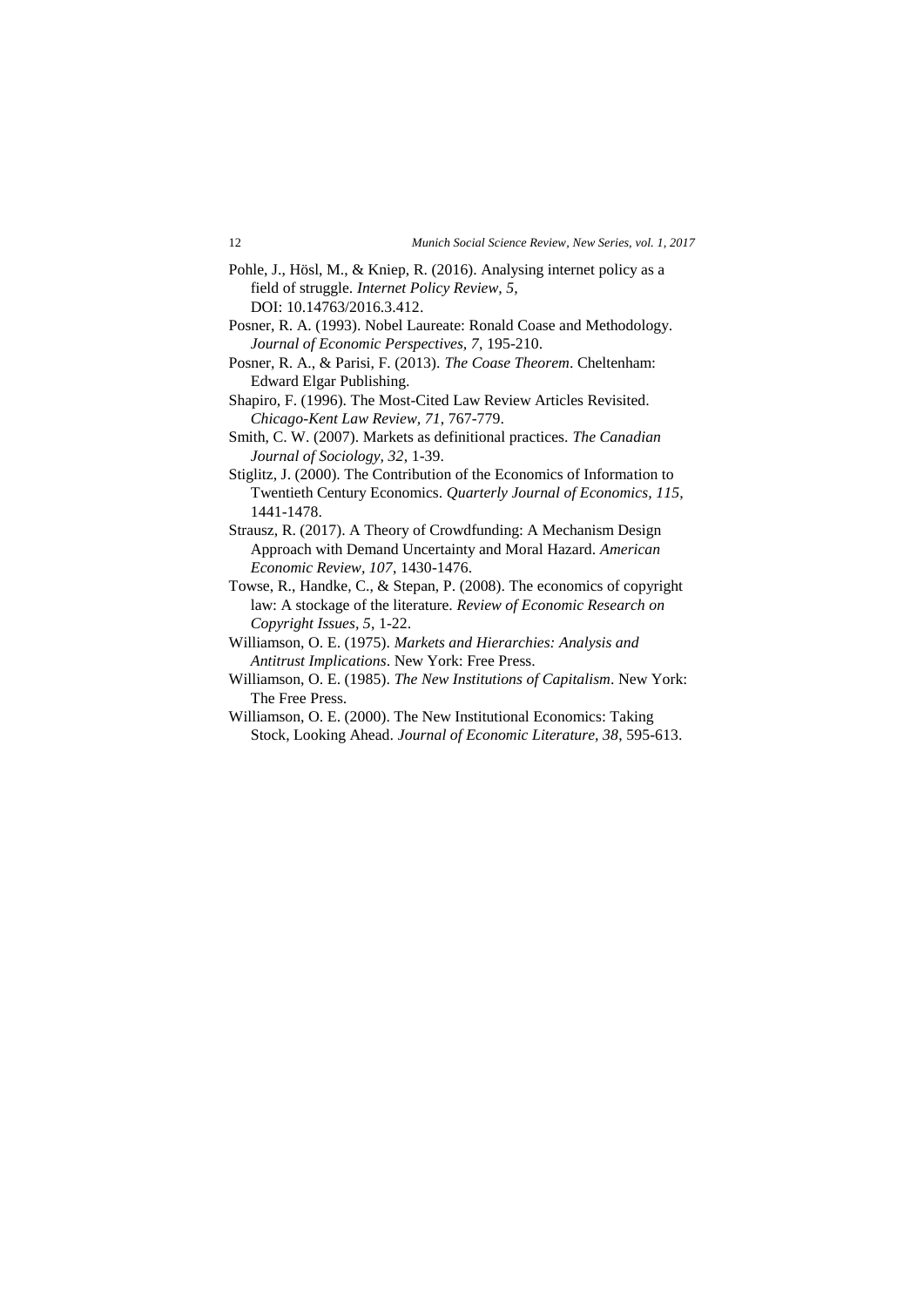Pohle, J., Hösl, M., & Kniep, R. (2016). Analysing internet policy as a field of struggle. *Internet Policy Review, 5*, DOI: 10.14763/2016.3.412.

Posner, R. A. (1993). Nobel Laureate: Ronald Coase and Methodology. *Journal of Economic Perspectives, 7*, 195-210.

Posner, R. A., & Parisi, F. (2013). *The Coase Theorem*. Cheltenham: Edward Elgar Publishing.

Shapiro, F. (1996). The Most-Cited Law Review Articles Revisited. *Chicago-Kent Law Review, 71*, 767-779.

Smith, C. W. (2007). Markets as definitional practices. *The Canadian Journal of Sociology, 32*, 1-39.

Stiglitz, J. (2000). The Contribution of the Economics of Information to Twentieth Century Economics. *Quarterly Journal of Economics, 115*, 1441-1478.

Strausz, R. (2017). A Theory of Crowdfunding: A Mechanism Design Approach with Demand Uncertainty and Moral Hazard. *American Economic Review, 107*, 1430-1476.

Towse, R., Handke, C., & Stepan, P. (2008). The economics of copyright law: A stockage of the literature. *Review of Economic Research on Copyright Issues, 5*, 1-22.

Williamson, O. E. (1975). *Markets and Hierarchies: Analysis and Antitrust Implications*. New York: Free Press.

Williamson, O. E. (1985). *The New Institutions of Capitalism*. New York: The Free Press.

Williamson, O. E. (2000). The New Institutional Economics: Taking Stock, Looking Ahead. *Journal of Economic Literature, 38*, 595-613.